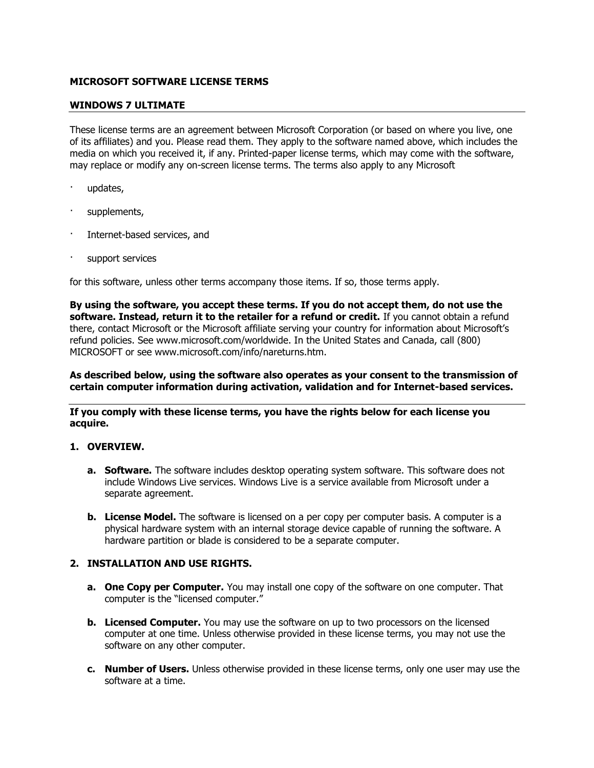**MICROSOFT SOFTWARE LICENSE TERMS**

**WINDOWS 7 ULTIMATE**

These license terms are an agreement between Microsoft Corporation (or based on where you live, one of its affiliates) and you. Please read them. They apply to the software named above, which includes the media on which you received it, if any. Printed-paper license terms, which may come with the software, may replace or modify any on-screen license terms. The terms also apply to any Microsoft

- updates,
- supplements,
- Internet-based services, and
- support services

for this software, unless other terms accompany those items. If so, those terms apply.

**By using the software, you accept these terms. If you do not accept them, do not use the software. Instead, return it to the retailer for a refund or credit.** If you cannot obtain a refund there, contact Microsoft or the Microsoft affiliate serving your country for information about Microsoft's refund policies. See www.microsoft.com/worldwide. In the United States and Canada, call (800) MICROSOFT or see www.microsoft.com/info/nareturns.htm.

**As described below, using the software also operates as your consent to the transmission of certain computer information during activation, validation and for Internet-based services.**

**If you comply with these license terms, you have the rights below for each license you acquire.**

**1. OVERVIEW.**

**a. Software.** The software includes desktop operating system software. This software does not include Windows Live services. Windows Live is a service available from Microsoft under a separate agreement.

**b. License Model.** The software is licensed on a per copy per computer basis. A computer is a physical hardware system with an internal storage device capable of running the software. A hardware partition or blade is considered to be a separate computer.

**2. INSTALLATION AND USE RIGHTS.**

**a. One Copy per Computer.** You may install one copy of the software on one computer. That computer is the "licensed computer."

**b. Licensed Computer.** You may use the software on up to two processors on the licensed computer at one time. Unless otherwise provided in these license terms, you may not use the software on any other computer.

**c. Number of Users.** Unless otherwise provided in these license terms, only one user may use the software at a time.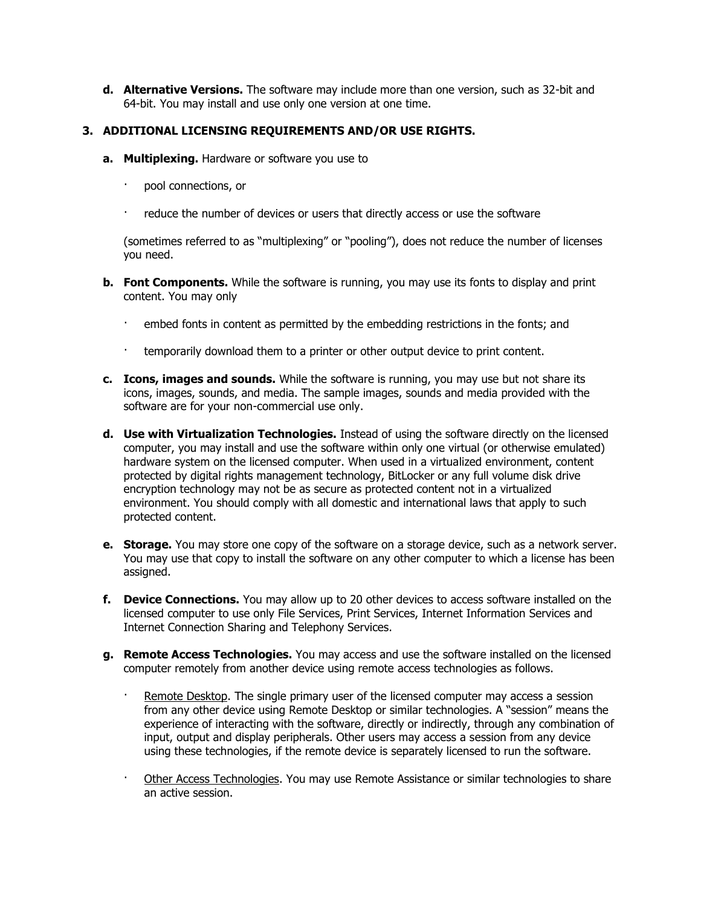**d. Alternative Versions.** The software may include more than one version, such as 32-bit and 64-bit. You may install and use only one version at one time.

**3. ADDITIONAL LICENSING REQUIREMENTS AND/OR USE RIGHTS.**

**a. Multiplexing.** Hardware or software you use to

- pool connections, or
- reduce the number of devices or users that directly access or use the software

(sometimes referred to as "multiplexing" or "pooling"), does not reduce the number of licenses you need.

**b. Font Components.** While the software is running, you may use its fonts to display and print content. You may only

- embed fonts in content as permitted by the embedding restrictions in the fonts; and
- temporarily download them to a printer or other output device to print content.

**c. Icons, images and sounds.** While the software is running, you may use but not share its icons, images, sounds, and media. The sample images, sounds and media provided with the software are for your non-commercial use only.

**d. Use with Virtualization Technologies.** Instead of using the software directly on the licensed computer, you may install and use the software within only one virtual (or otherwise emulated) hardware system on the licensed computer. When used in a virtualized environment, content protected by digital rights management technology, BitLocker or any full volume disk drive encryption technology may not be as secure as protected content not in a virtualized environment. You should comply with all domestic and international laws that apply to such protected content.

**e. Storage.** You may store one copy of the software on a storage device, such as a network server. You may use that copy to install the software on any other computer to which a license has been assigned.

**f. Device Connections.** You may allow up to 20 other devices to access software installed on the licensed computer to use only File Services, Print Services, Internet Information Services and Internet Connection Sharing and Telephony Services.

**g. Remote Access Technologies.** You may access and use the software installed on the licensed computer remotely from another device using remote access technologies as follows.

- Remote Desktop. The single primary user of the licensed computer may access a session from any other device using Remote Desktop or similar technologies. A "session" means the experience of interacting with the software, directly or indirectly, through any combination of input, output and display peripherals. Other users may access a session from any device using these technologies, if the remote device is separately licensed to run the software.
- Other Access Technologies. You may use Remote Assistance or similar technologies to share an active session.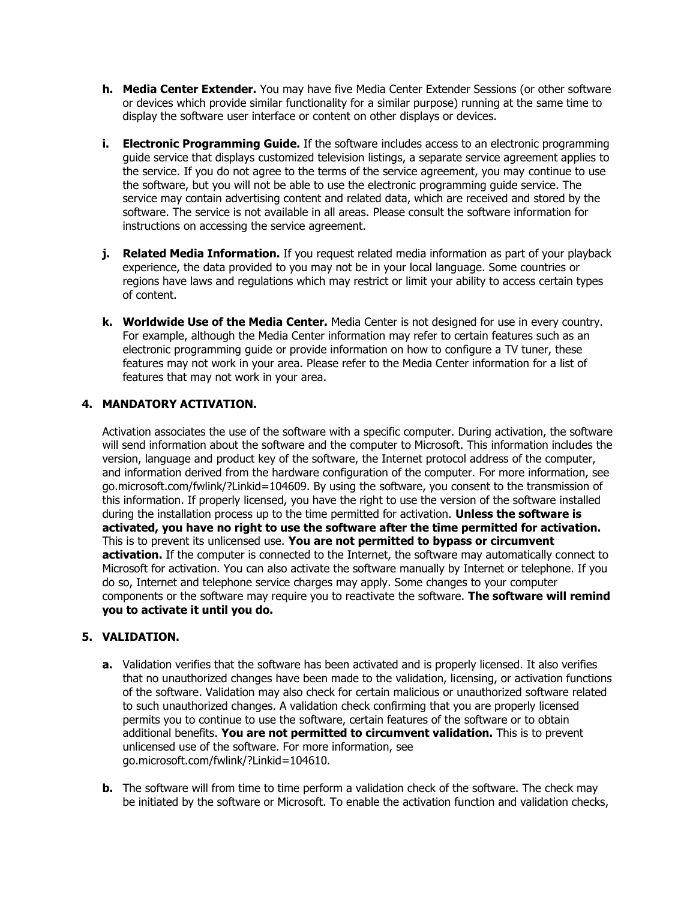h. **Media Center Extender.** You may have five Media Center Extender Sessions (or other software or devices which provide similar functionality for a similar purpose) running at the same time to display the software user interface or content on other displays or devices.

i. **Electronic Programming Guide.** If the software includes access to an electronic programming guide service that displays customized television listings, a separate service agreement applies to the service. If you do not agree to the terms of the service agreement, you may continue to use the software, but you will not be able to use the electronic programming guide service. The service may contain advertising content and related data, which are received and stored by the software. The service is not available in all areas. Please consult the software information for instructions on accessing the service agreement.

j. **Related Media Information.** If you request related media information as part of your playback experience, the data provided to you may not be in your local language. Some countries or regions have laws and regulations which may restrict or limit your ability to access certain types of content.

k. **Worldwide Use of the Media Center.** Media Center is not designed for use in every country. For example, although the Media Center information may refer to certain features such as an electronic programming guide or provide information on how to configure a TV tuner, these features may not work in your area. Please refer to the Media Center information for a list of features that may not work in your area.

**4. MANDATORY ACTIVATION.**

Activation associates the use of the software with a specific computer. During activation, the software will send information about the software and the computer to Microsoft. This information includes the version, language and product key of the software, the Internet protocol address of the computer, and information derived from the hardware configuration of the computer. For more information, see go.microsoft.com/fwlink/?Linkid=104609. By using the software, you consent to the transmission of this information. If properly licensed, you have the right to use the version of the software installed during the installation process up to the time permitted for activation. **Unless the software is activated, you have no right to use the software after the time permitted for activation.** This is to prevent its unlicensed use. **You are not permitted to bypass or circumvent activation.** If the computer is connected to the Internet, the software may automatically connect to Microsoft for activation. You can also activate the software manually by Internet or telephone. If you do so, Internet and telephone service charges may apply. Some changes to your computer components or the software may require you to reactivate the software. **The software will remind you to activate it until you do.**

**5. VALIDATION.**

a. Validation verifies that the software has been activated and is properly licensed. It also verifies that no unauthorized changes have been made to the validation, licensing, or activation functions of the software. Validation may also check for certain malicious or unauthorized software related to such unauthorized changes. A validation check confirming that you are properly licensed permits you to continue to use the software, certain features of the software or to obtain additional benefits. **You are not permitted to circumvent validation.** This is to prevent unlicensed use of the software. For more information, see go.microsoft.com/fwlink/?Linkid=104610.

b. The software will from time to time perform a validation check of the software. The check may be initiated by the software or Microsoft. To enable the activation function and validation checks,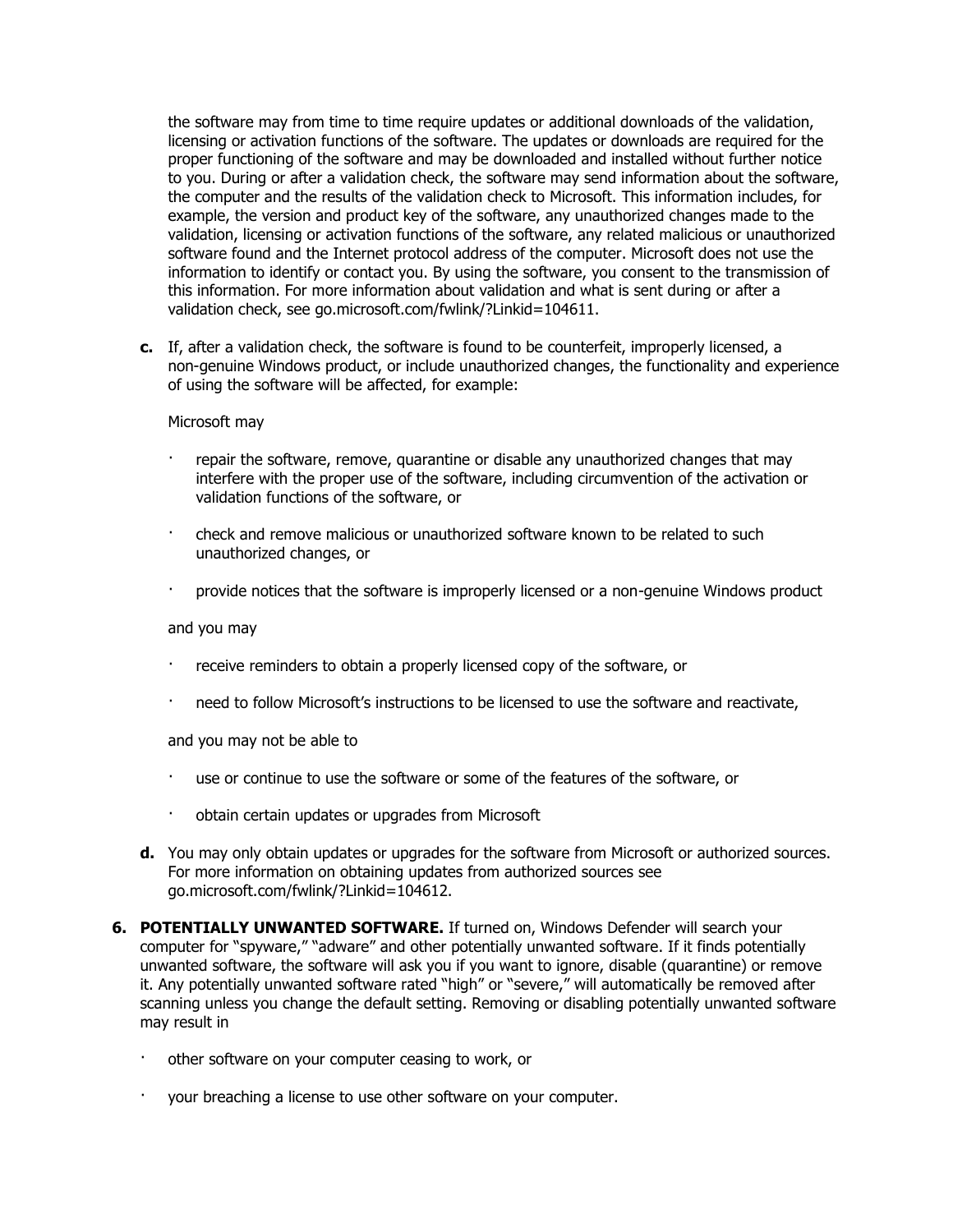the software may from time to time require updates or additional downloads of the validation, licensing or activation functions of the software. The updates or downloads are required for the proper functioning of the software and may be downloaded and installed without further notice to you. During or after a validation check, the software may send information about the software, the computer and the results of the validation check to Microsoft. This information includes, for example, the version and product key of the software, any unauthorized changes made to the validation, licensing or activation functions of the software, any related malicious or unauthorized software found and the Internet protocol address of the computer. Microsoft does not use the information to identify or contact you. By using the software, you consent to the transmission of this information. For more information about validation and what is sent during or after a validation check, see go.microsoft.com/fwlink/?Linkid=104611.

**c.** If, after a validation check, the software is found to be counterfeit, improperly licensed, a non-genuine Windows product, or include unauthorized changes, the functionality and experience of using the software will be affected, for example:

Microsoft may

- repair the software, remove, quarantine or disable any unauthorized changes that may interfere with the proper use of the software, including circumvention of the activation or validation functions of the software, or
- check and remove malicious or unauthorized software known to be related to such unauthorized changes, or
- provide notices that the software is improperly licensed or a non-genuine Windows product

and you may

- receive reminders to obtain a properly licensed copy of the software, or
- need to follow Microsoft's instructions to be licensed to use the software and reactivate,

and you may not be able to

- use or continue to use the software or some of the features of the software, or
- obtain certain updates or upgrades from Microsoft

**d.** You may only obtain updates or upgrades for the software from Microsoft or authorized sources. For more information on obtaining updates from authorized sources see go.microsoft.com/fwlink/?Linkid=104612.

**6. POTENTIALLY UNWANTED SOFTWARE.** If turned on, Windows Defender will search your computer for "spyware," "adware" and other potentially unwanted software. If it finds potentially unwanted software, the software will ask you if you want to ignore, disable (quarantine) or remove it. Any potentially unwanted software rated "high" or "severe," will automatically be removed after scanning unless you change the default setting. Removing or disabling potentially unwanted software may result in

- other software on your computer ceasing to work, or
- your breaching a license to use other software on your computer.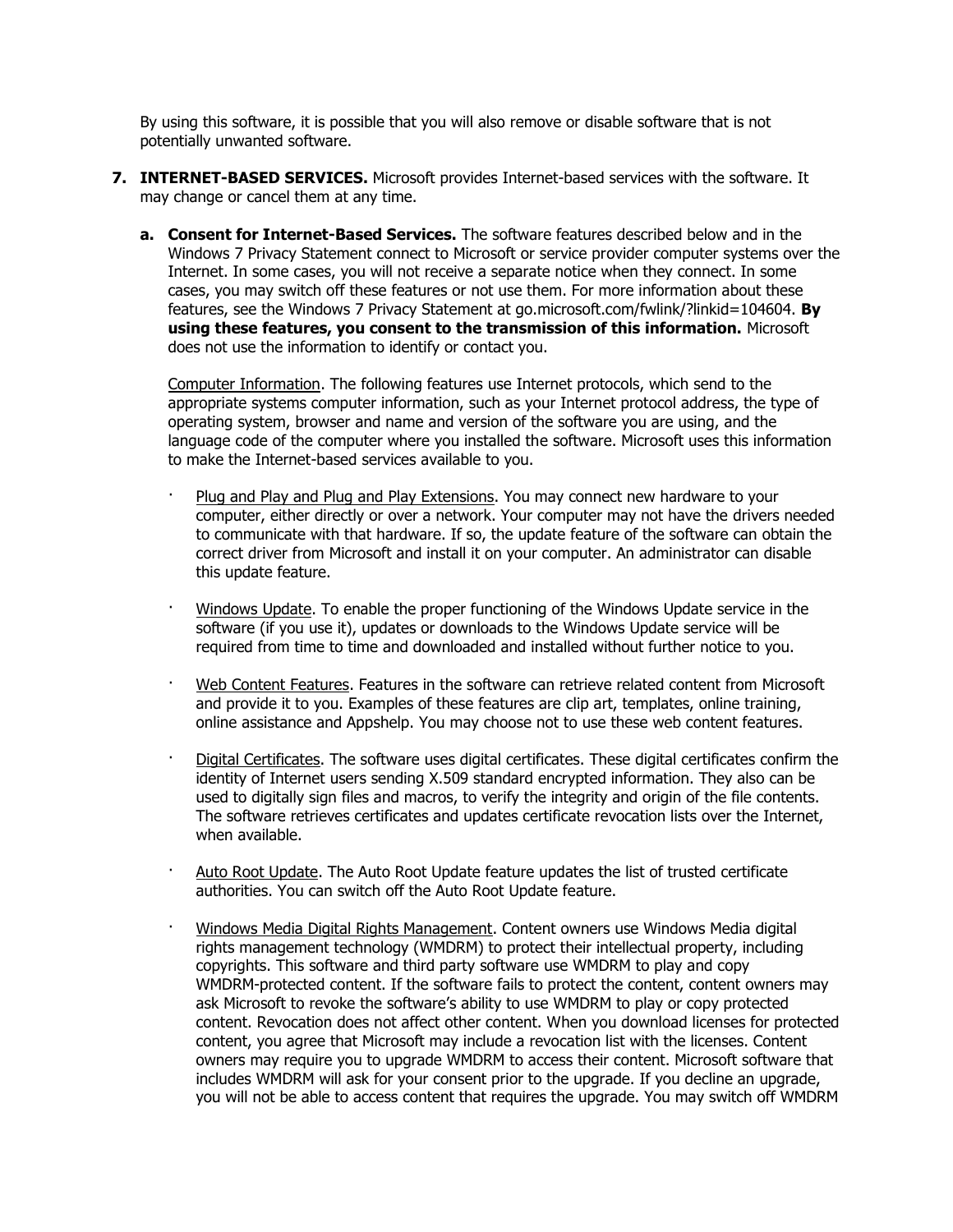By using this software, it is possible that you will also remove or disable software that is not potentially unwanted software.

7. **INTERNET-BASED SERVICES.** Microsoft provides Internet-based services with the software. It may change or cancel them at any time.

   a. **Consent for Internet-Based Services.** The software features described below and in the Windows 7 Privacy Statement connect to Microsoft or service provider computer systems over the Internet. In some cases, you will not receive a separate notice when they connect. In some cases, you may switch off these features or not use them. For more information about these features, see the Windows 7 Privacy Statement at go.microsoft.com/fwlink/?linkid=104604. **By using these features, you consent to the transmission of this information.** Microsoft does not use the information to identify or contact you.

      <u>Computer Information</u>. The following features use Internet protocols, which send to the appropriate systems computer information, such as your Internet protocol address, the type of operating system, browser and name and version of the software you are using, and the language code of the computer where you installed the software. Microsoft uses this information to make the Internet-based services available to you.

      - <u>Plug and Play and Plug and Play Extensions</u>. You may connect new hardware to your computer, either directly or over a network. Your computer may not have the drivers needed to communicate with that hardware. If so, the update feature of the software can obtain the correct driver from Microsoft and install it on your computer. An administrator can disable this update feature.

      - <u>Windows Update</u>. To enable the proper functioning of the Windows Update service in the software (if you use it), updates or downloads to the Windows Update service will be required from time to time and downloaded and installed without further notice to you.

      - <u>Web Content Features</u>. Features in the software can retrieve related content from Microsoft and provide it to you. Examples of these features are clip art, templates, online training, online assistance and Appshelp. You may choose not to use these web content features.

      - <u>Digital Certificates</u>. The software uses digital certificates. These digital certificates confirm the identity of Internet users sending X.509 standard encrypted information. They also can be used to digitally sign files and macros, to verify the integrity and origin of the file contents. The software retrieves certificates and updates certificate revocation lists over the Internet, when available.

      - <u>Auto Root Update</u>. The Auto Root Update feature updates the list of trusted certificate authorities. You can switch off the Auto Root Update feature.

      - <u>Windows Media Digital Rights Management</u>. Content owners use Windows Media digital rights management technology (WMDRM) to protect their intellectual property, including copyrights. This software and third party software use WMDRM to play and copy WMDRM-protected content. If the software fails to protect the content, content owners may ask Microsoft to revoke the software's ability to use WMDRM to play or copy protected content. Revocation does not affect other content. When you download licenses for protected content, you agree that Microsoft may include a revocation list with the licenses. Content owners may require you to upgrade WMDRM to access their content. Microsoft software that includes WMDRM will ask for your consent prior to the upgrade. If you decline an upgrade, you will not be able to access content that requires the upgrade. You may switch off WMDRM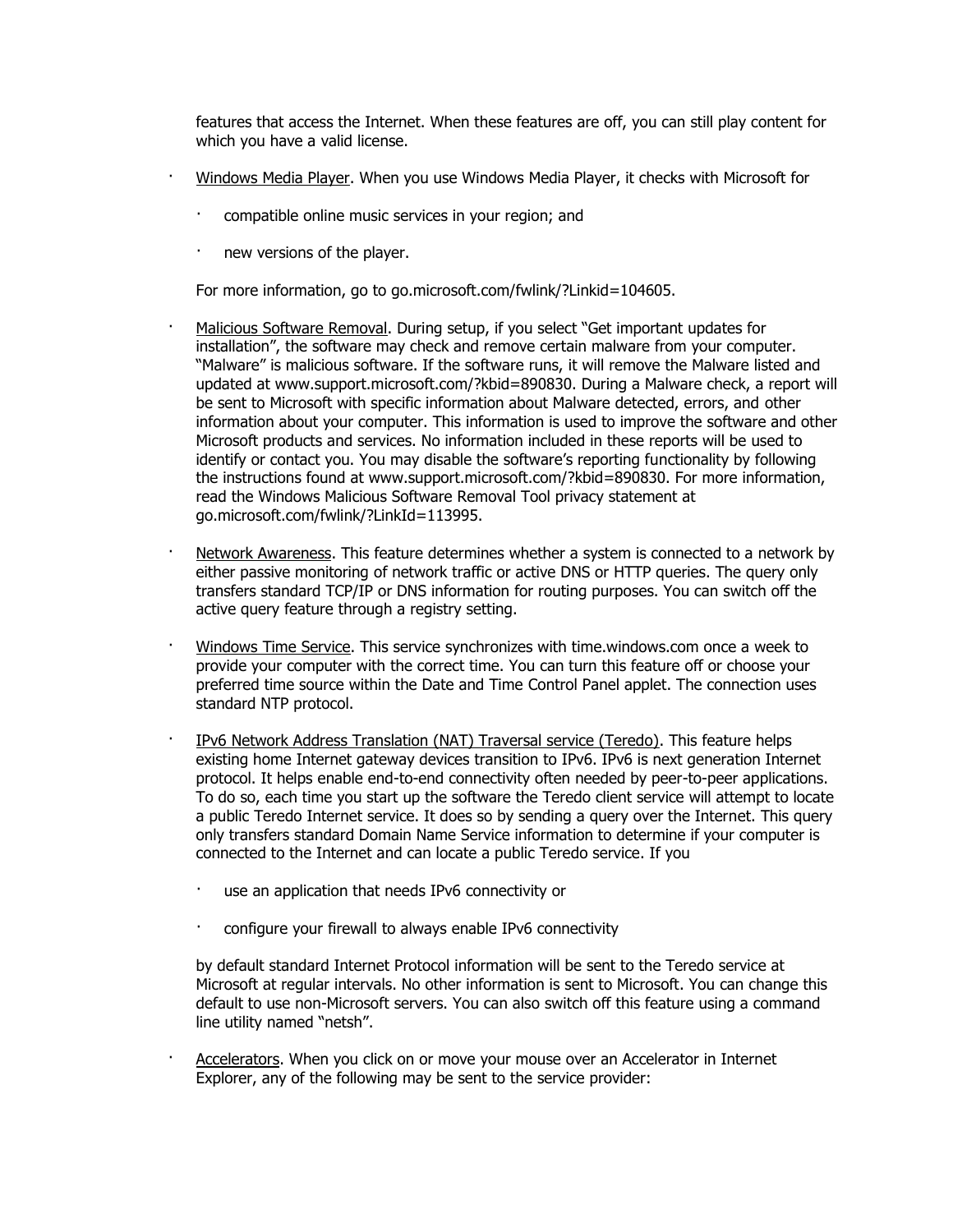features that access the Internet. When these features are off, you can still play content for which you have a valid license.

- Windows Media Player. When you use Windows Media Player, it checks with Microsoft for

  - compatible online music services in your region; and

  - new versions of the player.

  For more information, go to go.microsoft.com/fwlink/?Linkid=104605.

- Malicious Software Removal. During setup, if you select "Get important updates for installation", the software may check and remove certain malware from your computer. "Malware" is malicious software. If the software runs, it will remove the Malware listed and updated at www.support.microsoft.com/?kbid=890830. During a Malware check, a report will be sent to Microsoft with specific information about Malware detected, errors, and other information about your computer. This information is used to improve the software and other Microsoft products and services. No information included in these reports will be used to identify or contact you. You may disable the software's reporting functionality by following the instructions found at www.support.microsoft.com/?kbid=890830. For more information, read the Windows Malicious Software Removal Tool privacy statement at go.microsoft.com/fwlink/?LinkId=113995.

- Network Awareness. This feature determines whether a system is connected to a network by either passive monitoring of network traffic or active DNS or HTTP queries. The query only transfers standard TCP/IP or DNS information for routing purposes. You can switch off the active query feature through a registry setting.

- Windows Time Service. This service synchronizes with time.windows.com once a week to provide your computer with the correct time. You can turn this feature off or choose your preferred time source within the Date and Time Control Panel applet. The connection uses standard NTP protocol.

- IPv6 Network Address Translation (NAT) Traversal service (Teredo). This feature helps existing home Internet gateway devices transition to IPv6. IPv6 is next generation Internet protocol. It helps enable end-to-end connectivity often needed by peer-to-peer applications. To do so, each time you start up the software the Teredo client service will attempt to locate a public Teredo Internet service. It does so by sending a query over the Internet. This query only transfers standard Domain Name Service information to determine if your computer is connected to the Internet and can locate a public Teredo service. If you

  - use an application that needs IPv6 connectivity or

  - configure your firewall to always enable IPv6 connectivity

  by default standard Internet Protocol information will be sent to the Teredo service at Microsoft at regular intervals. No other information is sent to Microsoft. You can change this default to use non-Microsoft servers. You can also switch off this feature using a command line utility named "netsh".

- Accelerators. When you click on or move your mouse over an Accelerator in Internet Explorer, any of the following may be sent to the service provider: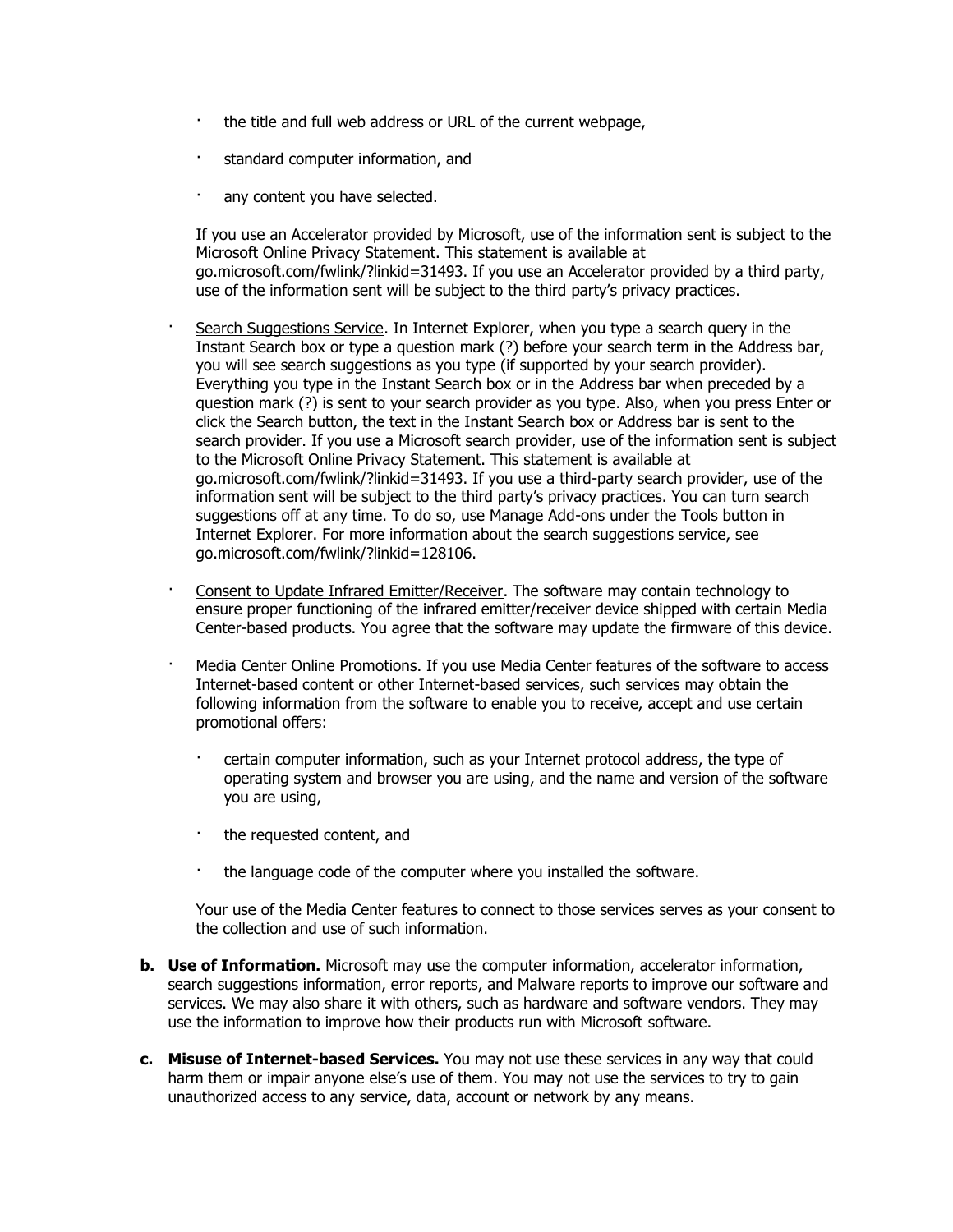- the title and full web address or URL of the current webpage,
    - standard computer information, and
    - any content you have selected.

    If you use an Accelerator provided by Microsoft, use of the information sent is subject to the Microsoft Online Privacy Statement. This statement is available at go.microsoft.com/fwlink/?linkid=31493. If you use an Accelerator provided by a third party, use of the information sent will be subject to the third party's privacy practices.

- Search Suggestions Service. In Internet Explorer, when you type a search query in the Instant Search box or type a question mark (?) before your search term in the Address bar, you will see search suggestions as you type (if supported by your search provider). Everything you type in the Instant Search box or in the Address bar when preceded by a question mark (?) is sent to your search provider as you type. Also, when you press Enter or click the Search button, the text in the Instant Search box or Address bar is sent to the search provider. If you use a Microsoft search provider, use of the information sent is subject to the Microsoft Online Privacy Statement. This statement is available at go.microsoft.com/fwlink/?linkid=31493. If you use a third-party search provider, use of the information sent will be subject to the third party's privacy practices. You can turn search suggestions off at any time. To do so, use Manage Add-ons under the Tools button in Internet Explorer. For more information about the search suggestions service, see go.microsoft.com/fwlink/?linkid=128106.

- Consent to Update Infrared Emitter/Receiver. The software may contain technology to ensure proper functioning of the infrared emitter/receiver device shipped with certain Media Center-based products. You agree that the software may update the firmware of this device.

- Media Center Online Promotions. If you use Media Center features of the software to access Internet-based content or other Internet-based services, such services may obtain the following information from the software to enable you to receive, accept and use certain promotional offers:

    - certain computer information, such as your Internet protocol address, the type of operating system and browser you are using, and the name and version of the software you are using,
    - the requested content, and
    - the language code of the computer where you installed the software.

    Your use of the Media Center features to connect to those services serves as your consent to the collection and use of such information.

**b. Use of Information.** Microsoft may use the computer information, accelerator information, search suggestions information, error reports, and Malware reports to improve our software and services. We may also share it with others, such as hardware and software vendors. They may use the information to improve how their products run with Microsoft software.

**c. Misuse of Internet-based Services.** You may not use these services in any way that could harm them or impair anyone else's use of them. You may not use the services to try to gain unauthorized access to any service, data, account or network by any means.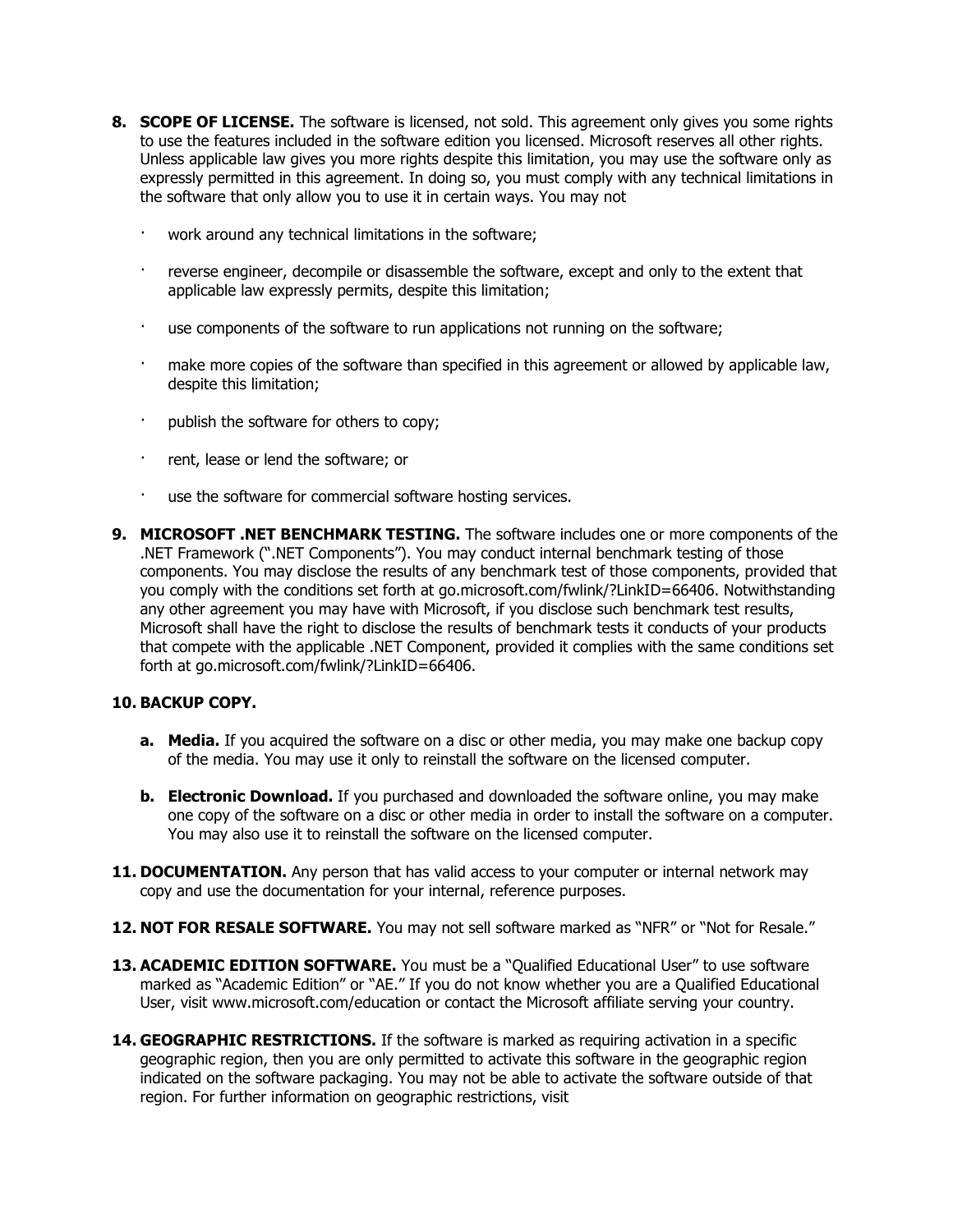8. **SCOPE OF LICENSE.** The software is licensed, not sold. This agreement only gives you some rights to use the features included in the software edition you licensed. Microsoft reserves all other rights. Unless applicable law gives you more rights despite this limitation, you may use the software only as expressly permitted in this agreement. In doing so, you must comply with any technical limitations in the software that only allow you to use it in certain ways. You may not

   - work around any technical limitations in the software;
   - reverse engineer, decompile or disassemble the software, except and only to the extent that applicable law expressly permits, despite this limitation;
   - use components of the software to run applications not running on the software;
   - make more copies of the software than specified in this agreement or allowed by applicable law, despite this limitation;
   - publish the software for others to copy;
   - rent, lease or lend the software; or
   - use the software for commercial software hosting services.

9. **MICROSOFT .NET BENCHMARK TESTING.** The software includes one or more components of the .NET Framework (".NET Components"). You may conduct internal benchmark testing of those components. You may disclose the results of any benchmark test of those components, provided that you comply with the conditions set forth at go.microsoft.com/fwlink/?LinkID=66406. Notwithstanding any other agreement you may have with Microsoft, if you disclose such benchmark test results, Microsoft shall have the right to disclose the results of benchmark tests it conducts of your products that compete with the applicable .NET Component, provided it complies with the same conditions set forth at go.microsoft.com/fwlink/?LinkID=66406.

10. **BACKUP COPY.**

    a. **Media.** If you acquired the software on a disc or other media, you may make one backup copy of the media. You may use it only to reinstall the software on the licensed computer.

    b. **Electronic Download.** If you purchased and downloaded the software online, you may make one copy of the software on a disc or other media in order to install the software on a computer. You may also use it to reinstall the software on the licensed computer.

11. **DOCUMENTATION.** Any person that has valid access to your computer or internal network may copy and use the documentation for your internal, reference purposes.

12. **NOT FOR RESALE SOFTWARE.** You may not sell software marked as "NFR" or "Not for Resale."

13. **ACADEMIC EDITION SOFTWARE.** You must be a "Qualified Educational User" to use software marked as "Academic Edition" or "AE." If you do not know whether you are a Qualified Educational User, visit www.microsoft.com/education or contact the Microsoft affiliate serving your country.

14. **GEOGRAPHIC RESTRICTIONS.** If the software is marked as requiring activation in a specific geographic region, then you are only permitted to activate this software in the geographic region indicated on the software packaging. You may not be able to activate the software outside of that region. For further information on geographic restrictions, visit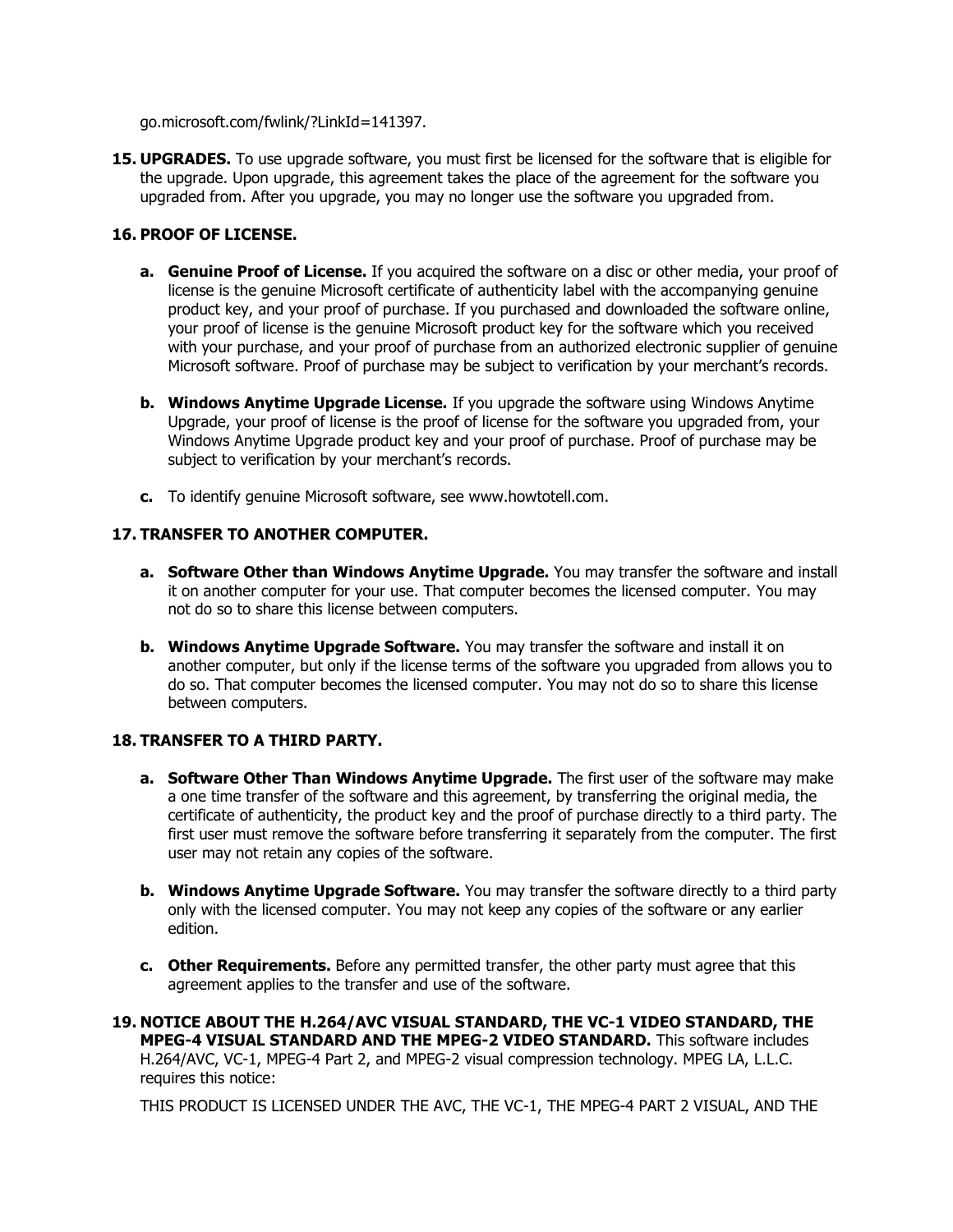go.microsoft.com/fwlink/?LinkId=141397.

15. **UPGRADES.** To use upgrade software, you must first be licensed for the software that is eligible for the upgrade. Upon upgrade, this agreement takes the place of the agreement for the software you upgraded from. After you upgrade, you may no longer use the software you upgraded from.

16. **PROOF OF LICENSE.**

    a. **Genuine Proof of License.** If you acquired the software on a disc or other media, your proof of license is the genuine Microsoft certificate of authenticity label with the accompanying genuine product key, and your proof of purchase. If you purchased and downloaded the software online, your proof of license is the genuine Microsoft product key for the software which you received with your purchase, and your proof of purchase from an authorized electronic supplier of genuine Microsoft software. Proof of purchase may be subject to verification by your merchant's records.

    b. **Windows Anytime Upgrade License.** If you upgrade the software using Windows Anytime Upgrade, your proof of license is the proof of license for the software you upgraded from, your Windows Anytime Upgrade product key and your proof of purchase. Proof of purchase may be subject to verification by your merchant's records.

    c. To identify genuine Microsoft software, see www.howtotell.com.

17. **TRANSFER TO ANOTHER COMPUTER.**

    a. **Software Other than Windows Anytime Upgrade.** You may transfer the software and install it on another computer for your use. That computer becomes the licensed computer. You may not do so to share this license between computers.

    b. **Windows Anytime Upgrade Software.** You may transfer the software and install it on another computer, but only if the license terms of the software you upgraded from allows you to do so. That computer becomes the licensed computer. You may not do so to share this license between computers.

18. **TRANSFER TO A THIRD PARTY.**

    a. **Software Other Than Windows Anytime Upgrade.** The first user of the software may make a one time transfer of the software and this agreement, by transferring the original media, the certificate of authenticity, the product key and the proof of purchase directly to a third party. The first user must remove the software before transferring it separately from the computer. The first user may not retain any copies of the software.

    b. **Windows Anytime Upgrade Software.** You may transfer the software directly to a third party only with the licensed computer. You may not keep any copies of the software or any earlier edition.

    c. **Other Requirements.** Before any permitted transfer, the other party must agree that this agreement applies to the transfer and use of the software.

19. **NOTICE ABOUT THE H.264/AVC VISUAL STANDARD, THE VC-1 VIDEO STANDARD, THE MPEG-4 VISUAL STANDARD AND THE MPEG-2 VIDEO STANDARD.** This software includes H.264/AVC, VC-1, MPEG-4 Part 2, and MPEG-2 visual compression technology. MPEG LA, L.L.C. requires this notice:

    THIS PRODUCT IS LICENSED UNDER THE AVC, THE VC-1, THE MPEG-4 PART 2 VISUAL, AND THE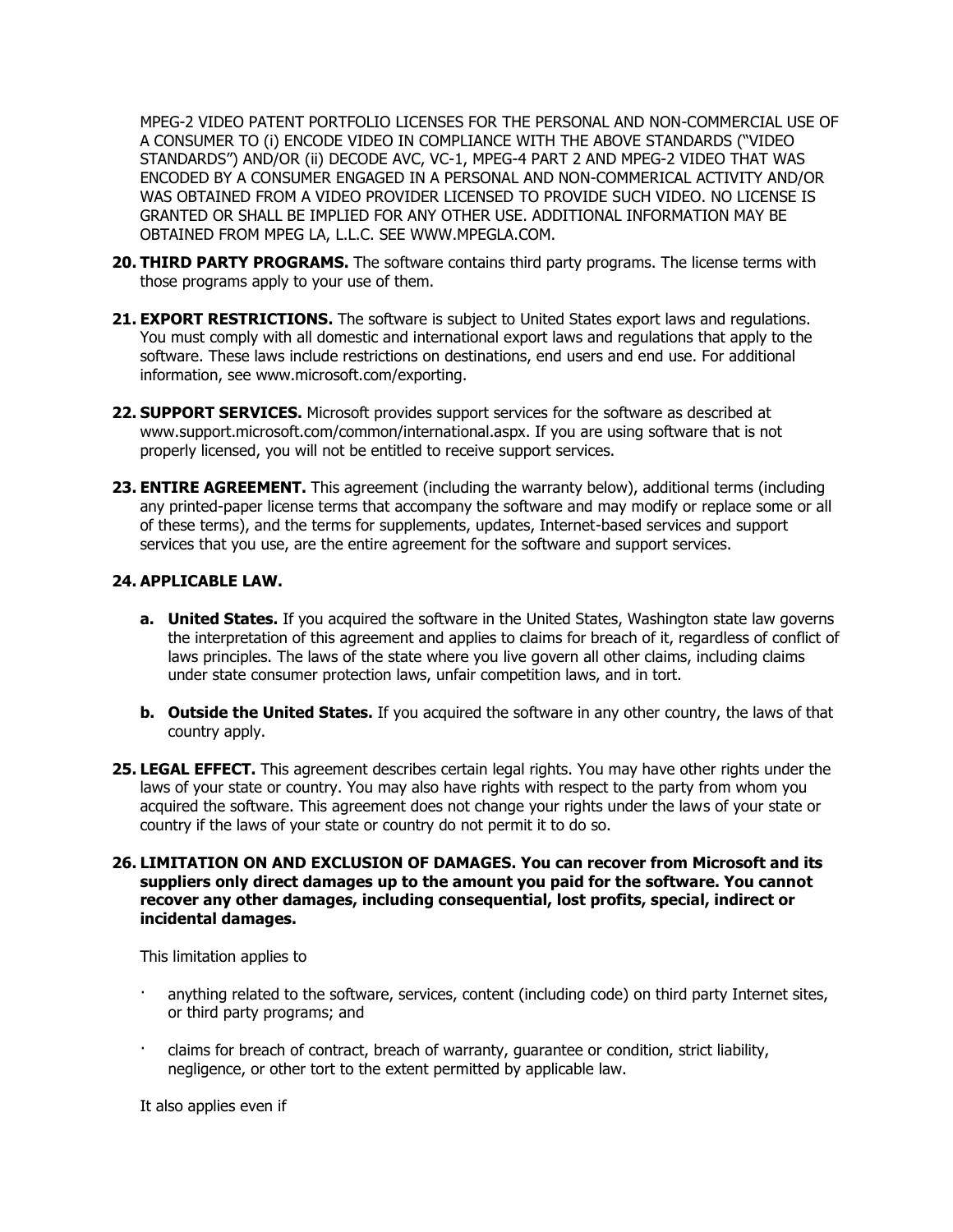MPEG-2 VIDEO PATENT PORTFOLIO LICENSES FOR THE PERSONAL AND NON-COMMERCIAL USE OF A CONSUMER TO (i) ENCODE VIDEO IN COMPLIANCE WITH THE ABOVE STANDARDS ("VIDEO STANDARDS") AND/OR (ii) DECODE AVC, VC-1, MPEG-4 PART 2 AND MPEG-2 VIDEO THAT WAS ENCODED BY A CONSUMER ENGAGED IN A PERSONAL AND NON-COMMERICAL ACTIVITY AND/OR WAS OBTAINED FROM A VIDEO PROVIDER LICENSED TO PROVIDE SUCH VIDEO. NO LICENSE IS GRANTED OR SHALL BE IMPLIED FOR ANY OTHER USE. ADDITIONAL INFORMATION MAY BE OBTAINED FROM MPEG LA, L.L.C. SEE WWW.MPEGLA.COM.

20. **THIRD PARTY PROGRAMS.** The software contains third party programs. The license terms with those programs apply to your use of them.

21. **EXPORT RESTRICTIONS.** The software is subject to United States export laws and regulations. You must comply with all domestic and international export laws and regulations that apply to the software. These laws include restrictions on destinations, end users and end use. For additional information, see www.microsoft.com/exporting.

22. **SUPPORT SERVICES.** Microsoft provides support services for the software as described at www.support.microsoft.com/common/international.aspx. If you are using software that is not properly licensed, you will not be entitled to receive support services.

23. **ENTIRE AGREEMENT.** This agreement (including the warranty below), additional terms (including any printed-paper license terms that accompany the software and may modify or replace some or all of these terms), and the terms for supplements, updates, Internet-based services and support services that you use, are the entire agreement for the software and support services.

24. **APPLICABLE LAW.**

    a. **United States.** If you acquired the software in the United States, Washington state law governs the interpretation of this agreement and applies to claims for breach of it, regardless of conflict of laws principles. The laws of the state where you live govern all other claims, including claims under state consumer protection laws, unfair competition laws, and in tort.

    b. **Outside the United States.** If you acquired the software in any other country, the laws of that country apply.

25. **LEGAL EFFECT.** This agreement describes certain legal rights. You may have other rights under the laws of your state or country. You may also have rights with respect to the party from whom you acquired the software. This agreement does not change your rights under the laws of your state or country if the laws of your state or country do not permit it to do so.

26. **LIMITATION ON AND EXCLUSION OF DAMAGES. You can recover from Microsoft and its suppliers only direct damages up to the amount you paid for the software. You cannot recover any other damages, including consequential, lost profits, special, indirect or incidental damages.**

    This limitation applies to

    - anything related to the software, services, content (including code) on third party Internet sites, or third party programs; and
    - claims for breach of contract, breach of warranty, guarantee or condition, strict liability, negligence, or other tort to the extent permitted by applicable law.

    It also applies even if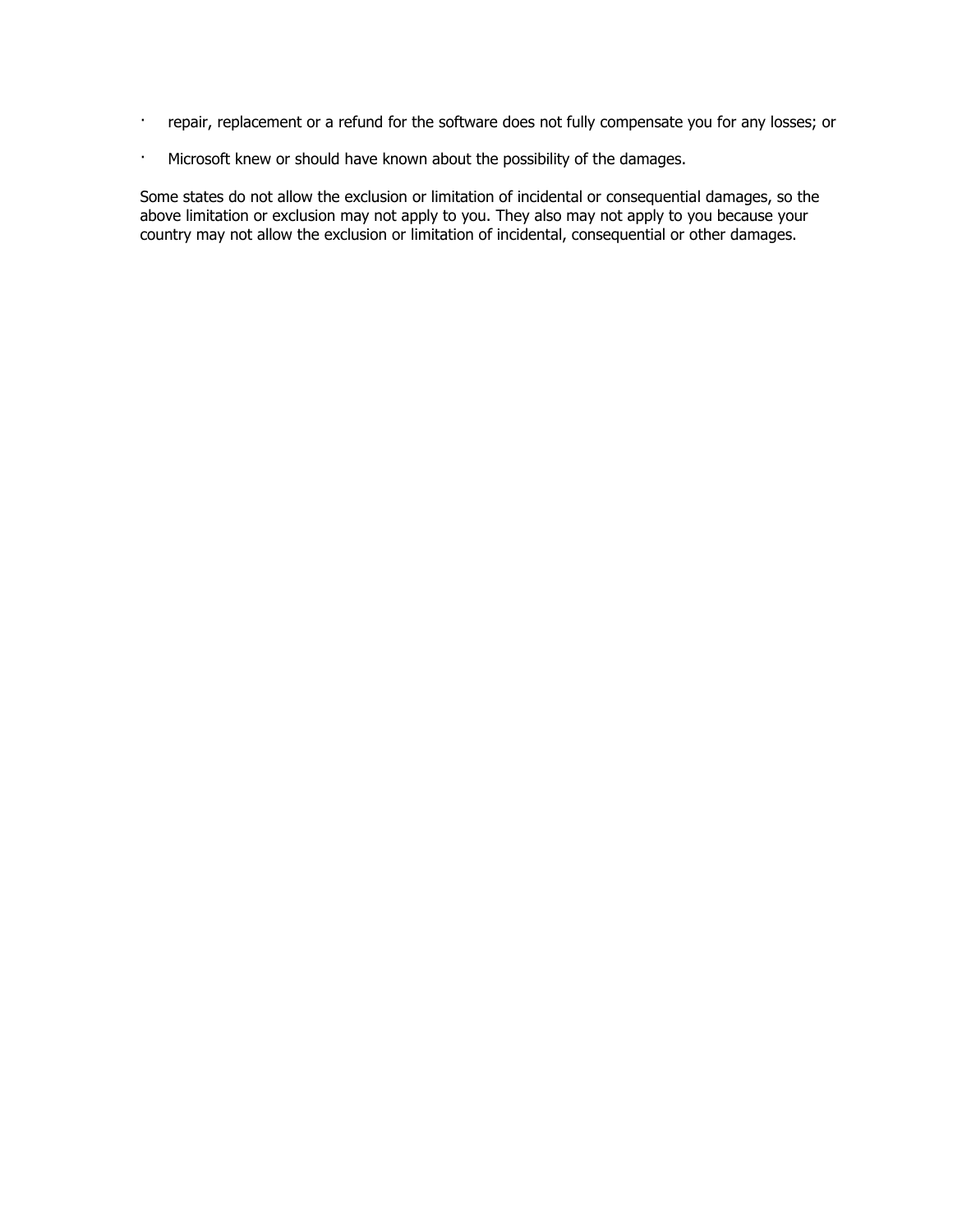- repair, replacement or a refund for the software does not fully compensate you for any losses; or
- Microsoft knew or should have known about the possibility of the damages.

Some states do not allow the exclusion or limitation of incidental or consequential damages, so the above limitation or exclusion may not apply to you. They also may not apply to you because your country may not allow the exclusion or limitation of incidental, consequential or other damages.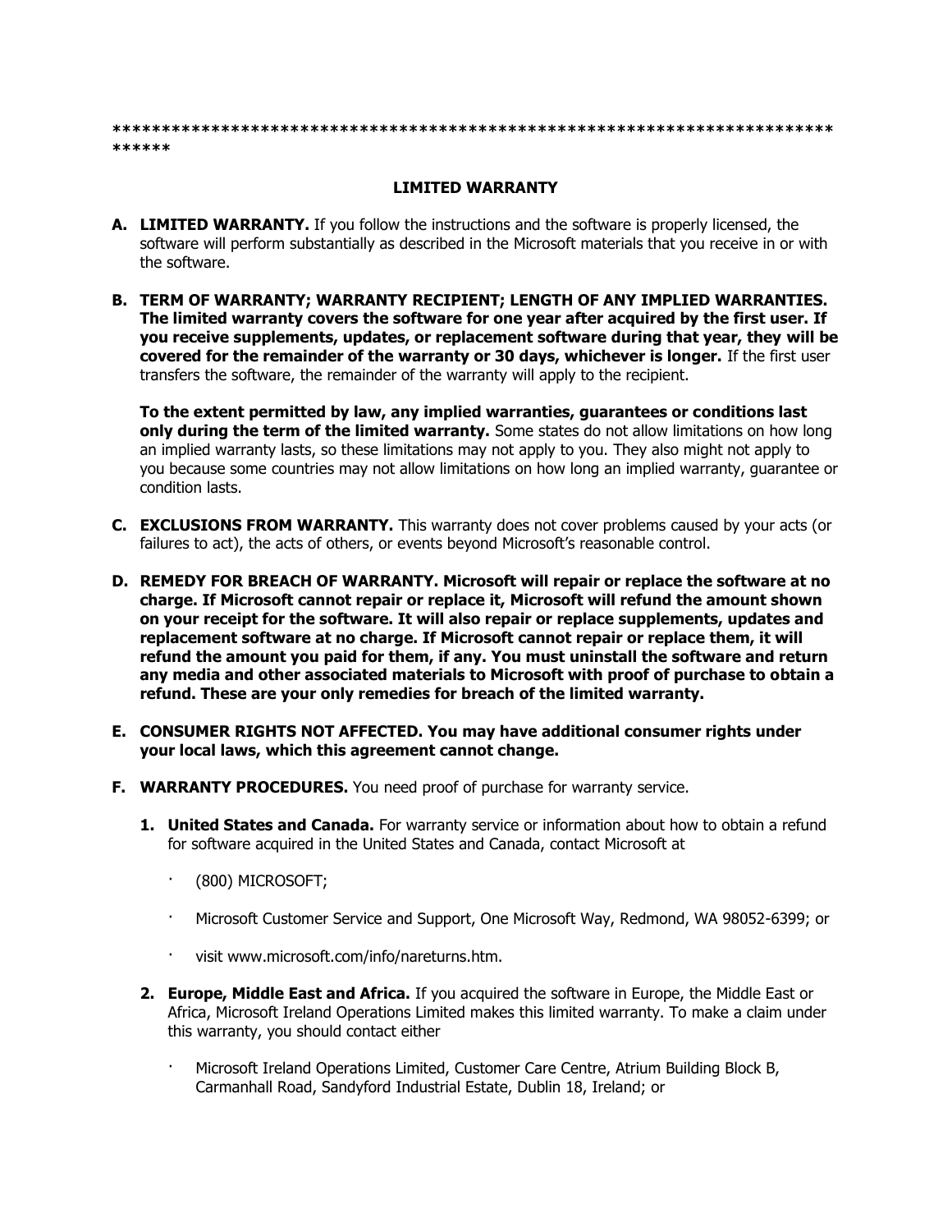*************************************************************************
******

## LIMITED WARRANTY

**A. LIMITED WARRANTY.** If you follow the instructions and the software is properly licensed, the software will perform substantially as described in the Microsoft materials that you receive in or with the software.

**B. TERM OF WARRANTY; WARRANTY RECIPIENT; LENGTH OF ANY IMPLIED WARRANTIES. The limited warranty covers the software for one year after acquired by the first user. If you receive supplements, updates, or replacement software during that year, they will be covered for the remainder of the warranty or 30 days, whichever is longer.** If the first user transfers the software, the remainder of the warranty will apply to the recipient.

**To the extent permitted by law, any implied warranties, guarantees or conditions last only during the term of the limited warranty.** Some states do not allow limitations on how long an implied warranty lasts, so these limitations may not apply to you. They also might not apply to you because some countries may not allow limitations on how long an implied warranty, guarantee or condition lasts.

**C. EXCLUSIONS FROM WARRANTY.** This warranty does not cover problems caused by your acts (or failures to act), the acts of others, or events beyond Microsoft's reasonable control.

**D. REMEDY FOR BREACH OF WARRANTY. Microsoft will repair or replace the software at no charge. If Microsoft cannot repair or replace it, Microsoft will refund the amount shown on your receipt for the software. It will also repair or replace supplements, updates and replacement software at no charge. If Microsoft cannot repair or replace them, it will refund the amount you paid for them, if any. You must uninstall the software and return any media and other associated materials to Microsoft with proof of purchase to obtain a refund. These are your only remedies for breach of the limited warranty.**

**E. CONSUMER RIGHTS NOT AFFECTED. You may have additional consumer rights under your local laws, which this agreement cannot change.**

**F. WARRANTY PROCEDURES.** You need proof of purchase for warranty service.

1. **United States and Canada.** For warranty service or information about how to obtain a refund for software acquired in the United States and Canada, contact Microsoft at

   - (800) MICROSOFT;
   - Microsoft Customer Service and Support, One Microsoft Way, Redmond, WA 98052-6399; or
   - visit www.microsoft.com/info/nareturns.htm.

2. **Europe, Middle East and Africa.** If you acquired the software in Europe, the Middle East or Africa, Microsoft Ireland Operations Limited makes this limited warranty. To make a claim under this warranty, you should contact either

   - Microsoft Ireland Operations Limited, Customer Care Centre, Atrium Building Block B, Carmanhall Road, Sandyford Industrial Estate, Dublin 18, Ireland; or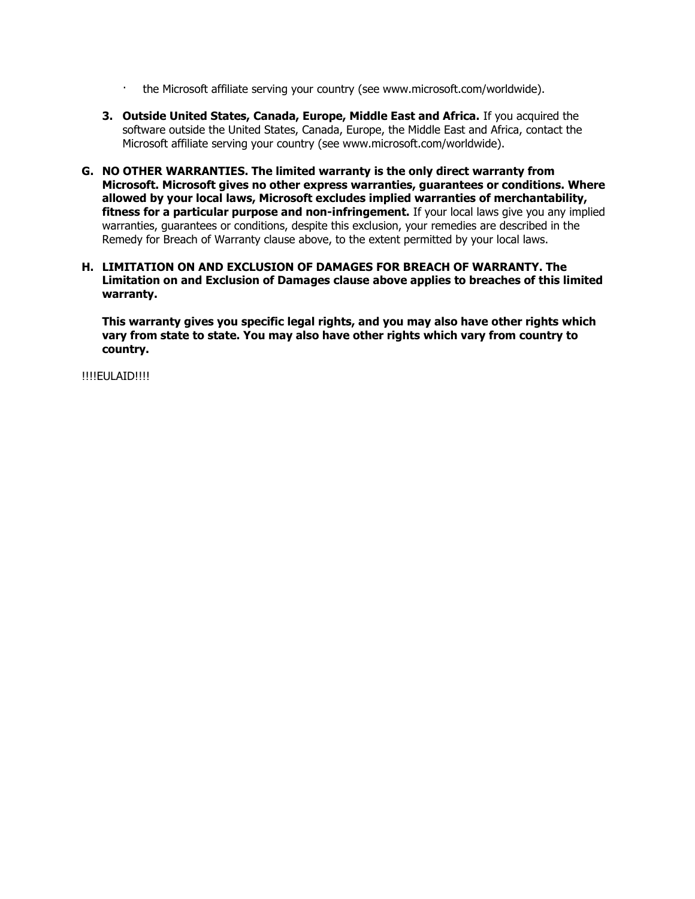- the Microsoft affiliate serving your country (see www.microsoft.com/worldwide).

3. **Outside United States, Canada, Europe, Middle East and Africa.** If you acquired the software outside the United States, Canada, Europe, the Middle East and Africa, contact the Microsoft affiliate serving your country (see www.microsoft.com/worldwide).

G. **NO OTHER WARRANTIES. The limited warranty is the only direct warranty from Microsoft. Microsoft gives no other express warranties, guarantees or conditions. Where allowed by your local laws, Microsoft excludes implied warranties of merchantability, fitness for a particular purpose and non-infringement.** If your local laws give you any implied warranties, guarantees or conditions, despite this exclusion, your remedies are described in the Remedy for Breach of Warranty clause above, to the extent permitted by your local laws.

H. **LIMITATION ON AND EXCLUSION OF DAMAGES FOR BREACH OF WARRANTY. The Limitation on and Exclusion of Damages clause above applies to breaches of this limited warranty.**

   **This warranty gives you specific legal rights, and you may also have other rights which vary from state to state. You may also have other rights which vary from country to country.**

!!!!EULAID!!!!